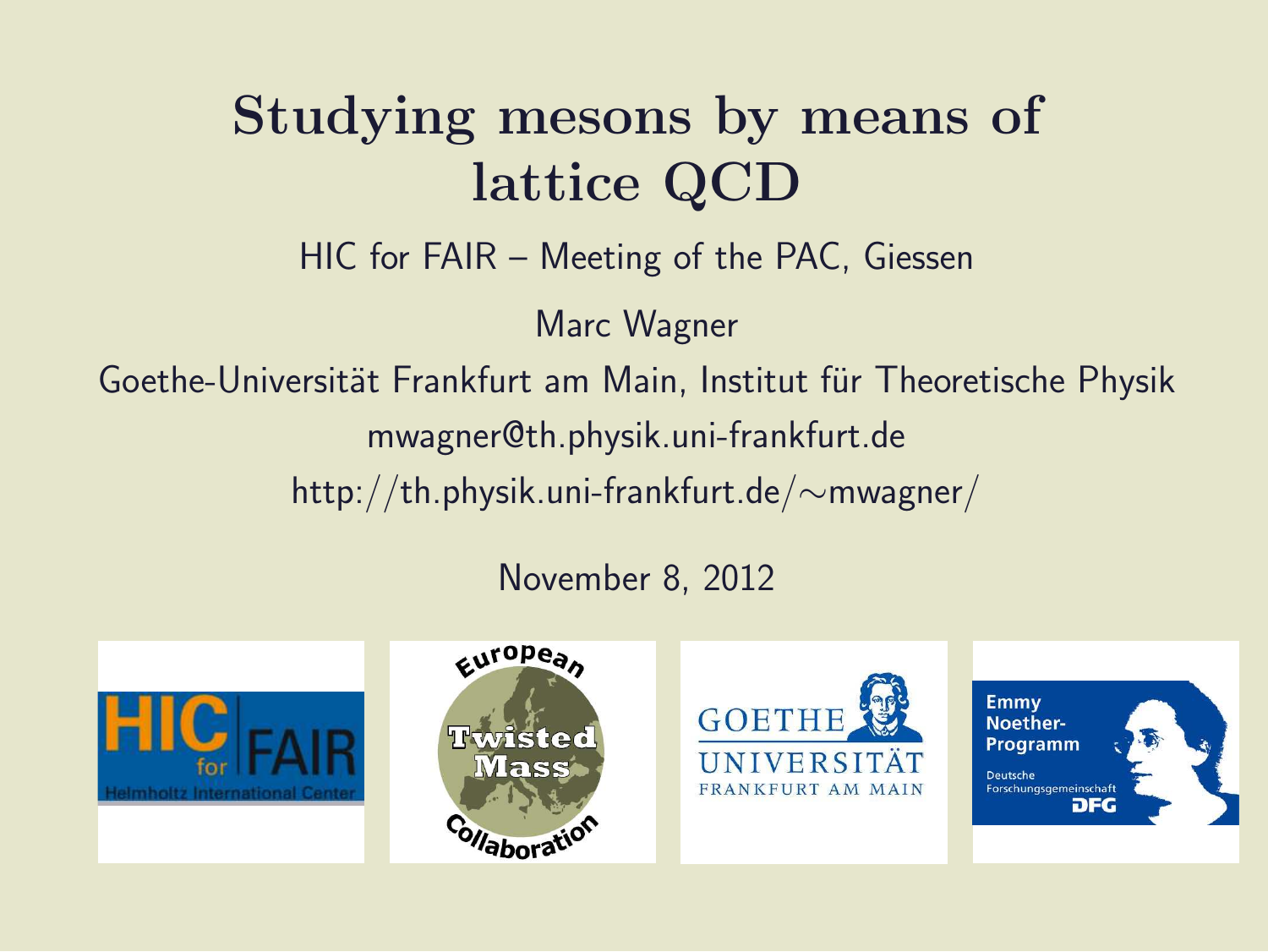# Studying mesons by means of lattice QCD

HIC for FAIR – Meeting of the PAC, Giessen

Marc Wagner

Goethe-Universität Frankfurt am Main, Institut für Theoretische Physik

mwagner@th.physik.uni-frankfurt.de

http://th.physik.uni-frankfurt.de/∼mwagner/

November 8, 2012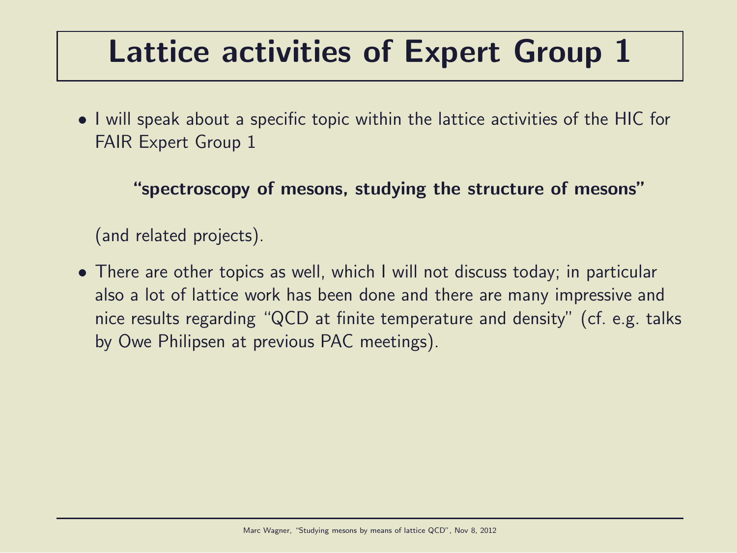# Lattice activities of Expert Group 1

- I will speak about a specific topic within the lattice activities of the HIC for FAIR Expert Group 1

  **"spectroscopy of mesons, studying the structure of mesons"**

  (and related projects).

- There are other topics as well, which I will not discuss today; in particular also a lot of lattice work has been done and there are many impressive and nice results regarding "QCD at finite temperature and density" (cf. e.g. talks by Owe Philipsen at previous PAC meetings).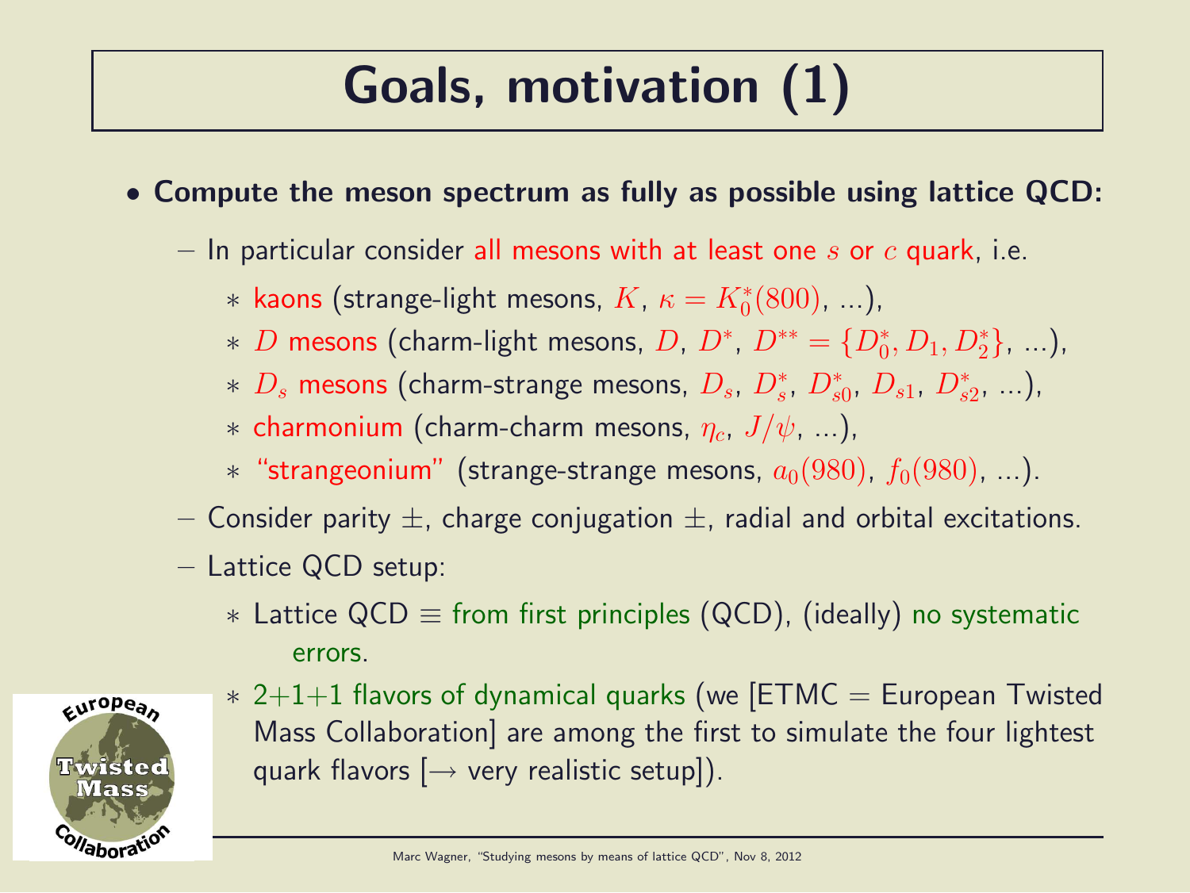# Goals, motivation (1)

- **Compute the meson spectrum as fully as possible using lattice QCD:**
  - In particular consider all mesons with at least one $s$ or $c$ quark, i.e.
    * kaons (strange-light mesons, $K$, $\kappa = K_0^*(800)$, ...),
    * $D$ mesons (charm-light mesons, $D$, $D^*$, $D^{**} = \{D_0^*, D_1, D_2^*\}$, ...),
    * $D_s$ mesons (charm-strange mesons, $D_s$, $D_s^*$, $D_{s0}^*$, $D_{s1}$, $D_{s2}^*$, ...),
    * charmonium (charm-charm mesons, $\eta_c$, $J/\psi$, ...),
    * "strangeonium" (strange-strange mesons, $a_0(980)$, $f_0(980)$, ...).
  - Consider parity $\pm$, charge conjugation $\pm$, radial and orbital excitations.
  - Lattice QCD setup:
    * Lattice QCD $\equiv$ from first principles (QCD), (ideally) no systematic errors.
    * 2+1+1 flavors of dynamical quarks (we [ETMC = European Twisted Mass Collaboration] are among the first to simulate the four lightest quark flavors [$\rightarrow$ very realistic setup]).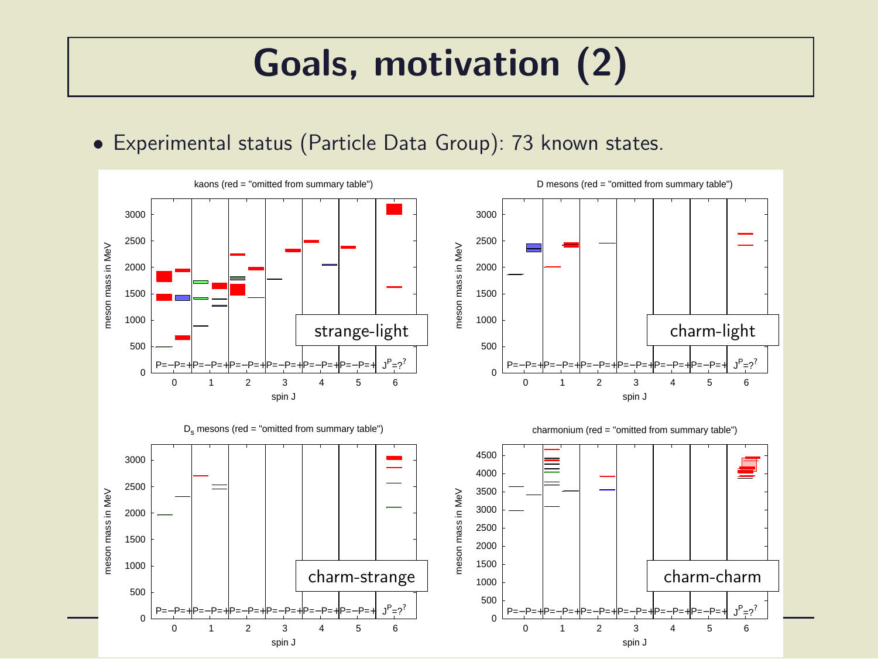# Goals, motivation (2)

- Experimental status (Particle Data Group): 73 known states.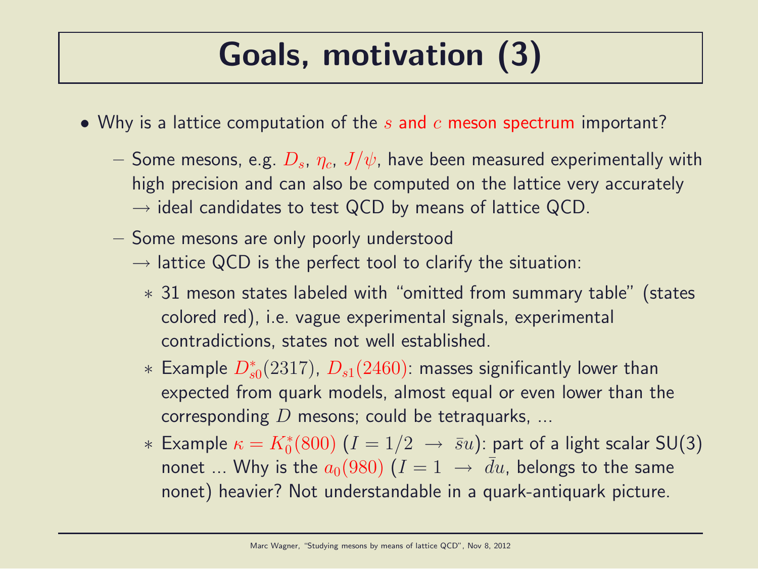# Goals, motivation (3)

- Why is a lattice computation of the $s$ and $c$ meson spectrum important?
  - Some mesons, e.g. $D_s$, $\eta_c$, $J/\psi$, have been measured experimentally with high precision and can also be computed on the lattice very accurately $\rightarrow$ ideal candidates to test QCD by means of lattice QCD.
  - Some mesons are only poorly understood
    $\rightarrow$ lattice QCD is the perfect tool to clarify the situation:
    - 31 meson states labeled with "omitted from summary table" (states colored red), i.e. vague experimental signals, experimental contradictions, states not well established.
    - Example $D_{s0}^*(2317)$, $D_{s1}(2460)$: masses significantly lower than expected from quark models, almost equal or even lower than the corresponding $D$ mesons; could be tetraquarks, ...
    - Example $\kappa = K_0^*(800)$ ($I = 1/2 \rightarrow \bar{s}u$): part of a light scalar SU(3) nonet ... Why is the $a_0(980)$ ($I = 1 \rightarrow \bar{d}u$, belongs to the same nonet) heavier? Not understandable in a quark-antiquark picture.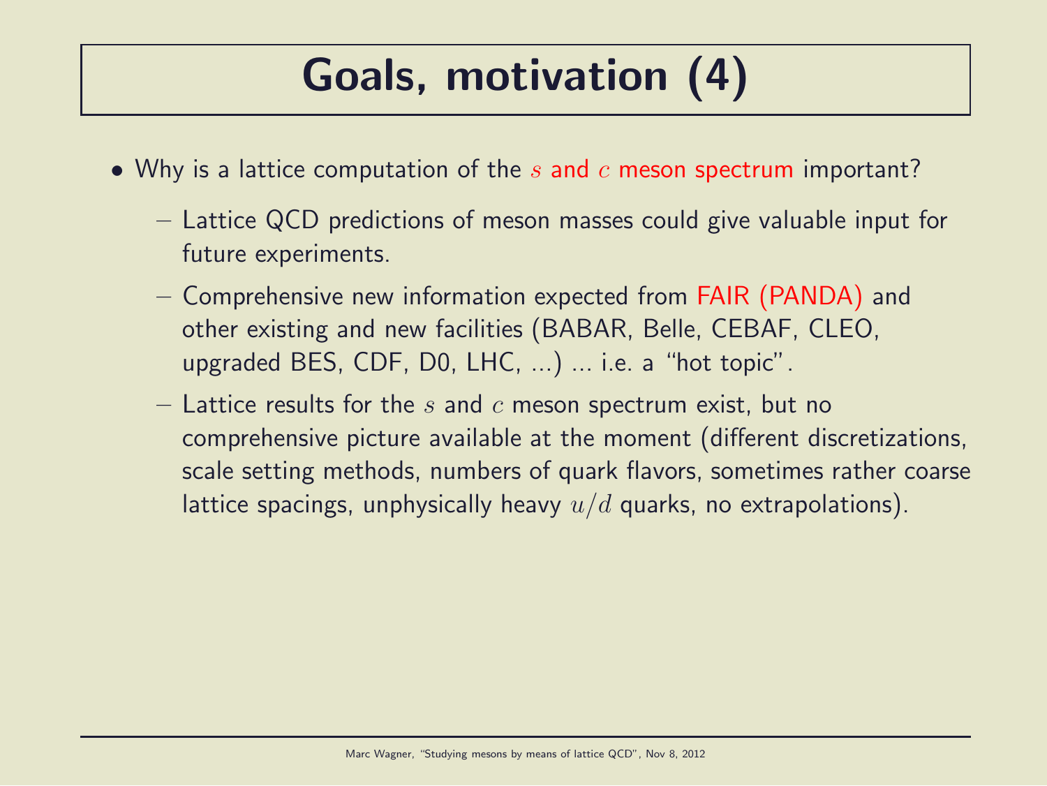# Goals, motivation (4)

- Why is a lattice computation of the $s$ and $c$ meson spectrum important?
  - Lattice QCD predictions of meson masses could give valuable input for future experiments.
  - Comprehensive new information expected from FAIR (PANDA) and other existing and new facilities (BABAR, Belle, CEBAF, CLEO, upgraded BES, CDF, D0, LHC, ...) ... i.e. a "hot topic".
  - Lattice results for the $s$ and $c$ meson spectrum exist, but no comprehensive picture available at the moment (different discretizations, scale setting methods, numbers of quark flavors, sometimes rather coarse lattice spacings, unphysically heavy $u/d$ quarks, no extrapolations).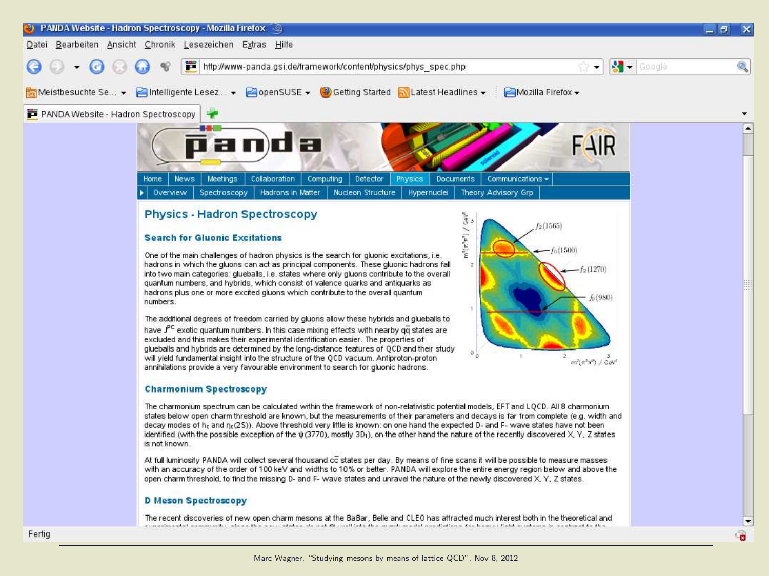# Physics - Hadron Spectroscopy

## Search for Gluonic Excitations

One of the main challenges of hadron physics is the search for gluonic excitations, i.e. hadrons in which the gluons can act as principal components. These gluonic hadrons fall into two main categories: glueballs, i.e. states where only gluons contribute to the overall quantum numbers, and hybrids, which consist of valence quarks and antiquarks as hadrons plus one or more excited gluons which contribute to the overall quantum numbers.

The additional degrees of freedom carried by gluons allow these hybrids and glueballs to have $J^{PC}$ exotic quantum numbers. In this case mixing effects with nearby $q\bar{q}$ states are excluded and this makes their experimental identification easier. The properties of glueballs and hybrids are determined by the long-distance features of QCD and their study will yield fundamental insight into the structure of the QCD vacuum. Antiproton-proton annihilations provide a very favourable environment to search for gluonic hadrons.

## Charmonium Spectroscopy

The charmonium spectrum can be calculated within the framework of non-relativistic potential models, EFT and LQCD. All 8 charmonium states below open charm threshold are known, but the measurements of their parameters and decays is far from complete (e.g. width and decay modes of $h_c$ and $\eta_c(2S)$). Above threshold very little is known: on one hand the expected D- and F- wave states have not been identified (with the possible exception of the $\psi(3770)$, mostly $3D_1$), on the other hand the nature of the recently discovered X, Y, Z states is not known.

At full luminosity PANDA will collect several thousand $c\bar{c}$ states per day. By means of fine scans it will be possible to measure masses with an accuracy of the order of 100 keV and widths to 10% or better. PANDA will explore the entire energy region below and above the open charm threshold, to find the missing D- and F- wave states and unravel the nature of the newly discovered X, Y, Z states.

## D Meson Spectroscopy

The recent discoveries of new open charm mesons at the BaBar, Belle and CLEO has attracted much interest both in the theoretical and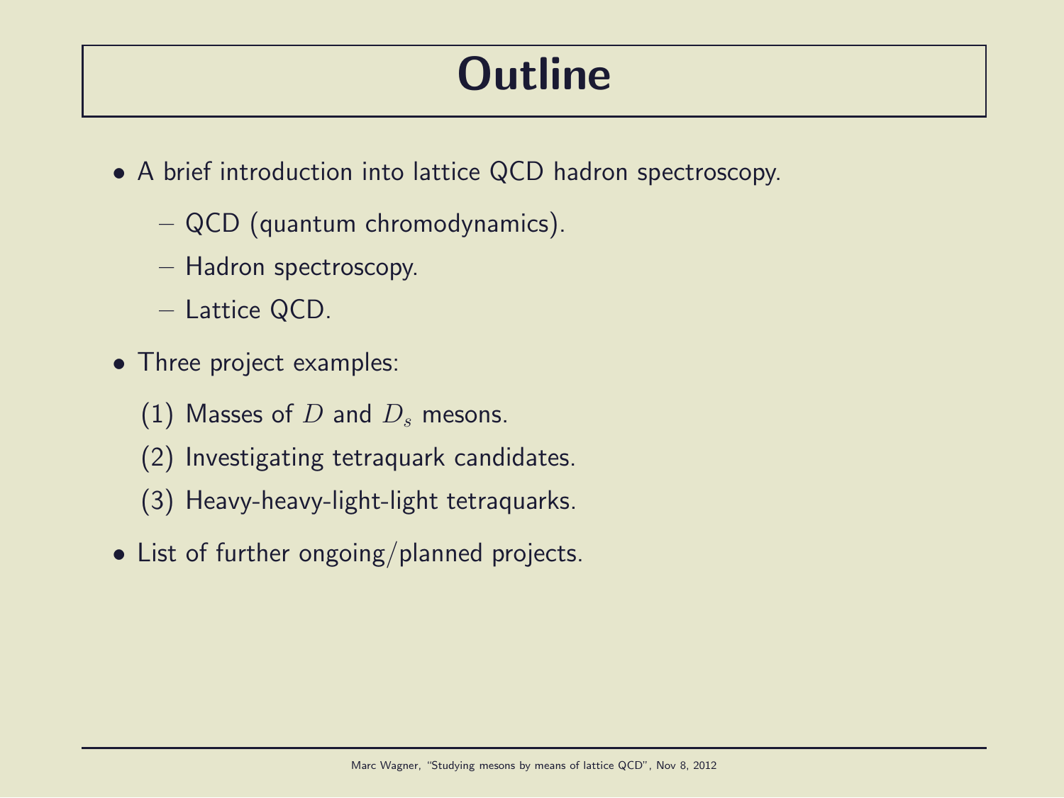# Outline

- A brief introduction into lattice QCD hadron spectroscopy.
  - QCD (quantum chromodynamics).
  - Hadron spectroscopy.
  - Lattice QCD.
- Three project examples:
  1. Masses of $D$ and $D_s$ mesons.
  2. Investigating tetraquark candidates.
  3. Heavy-heavy-light-light tetraquarks.
- List of further ongoing/planned projects.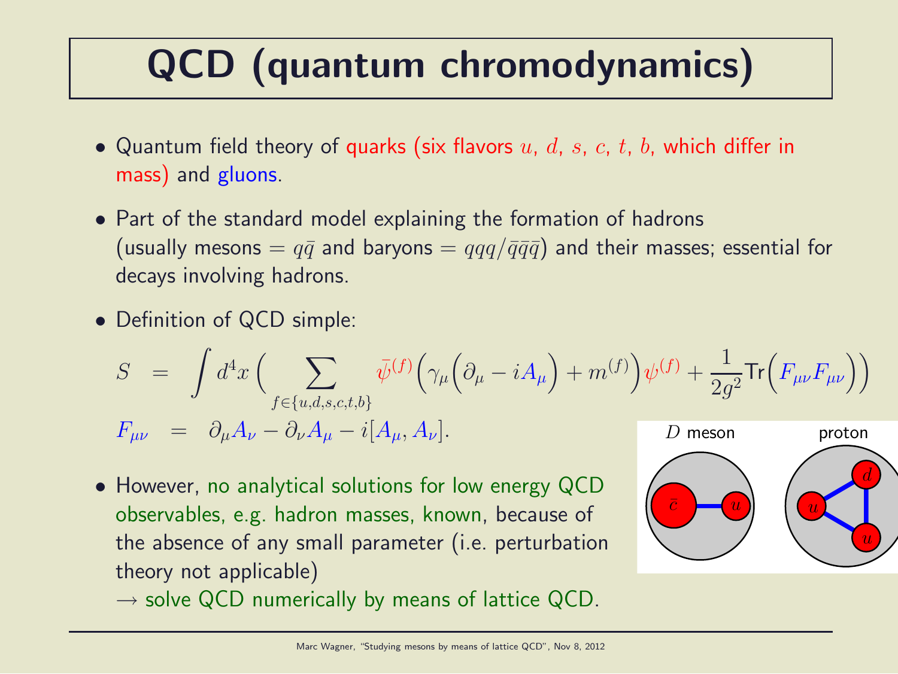# QCD (quantum chromodynamics)

- Quantum field theory of quarks (six flavors $u$, $d$, $s$, $c$, $t$, $b$, which differ in mass) and gluons.
- Part of the standard model explaining the formation of hadrons (usually mesons $= q\bar{q}$ and baryons $= qqq/\bar{q}\bar{q}\bar{q}$) and their masses; essential for decays involving hadrons.
- Definition of QCD simple:

$$S = \int d^4x \left( \sum_{f \in \{u,d,s,c,t,b\}} \bar{\psi}^{(f)} \Big( \gamma_\mu \Big( \partial_\mu - i A_\mu \Big) + m^{(f)} \Big) \psi^{(f)} + \frac{1}{2g^2} \mathrm{Tr}\Big( F_{\mu\nu} F_{\mu\nu} \Big) \right)$$

$$F_{\mu\nu} = \partial_\mu A_\nu - \partial_\nu A_\mu - i [A_\mu, A_\nu].$$

- However, no analytical solutions for low energy QCD observables, e.g. hadron masses, known, because of the absence of any small parameter (i.e. perturbation theory not applicable)
  $\rightarrow$ solve QCD numerically by means of lattice QCD.

$D$ meson: $\bar{c}$, $u$ — proton: $u$, $d$, $u$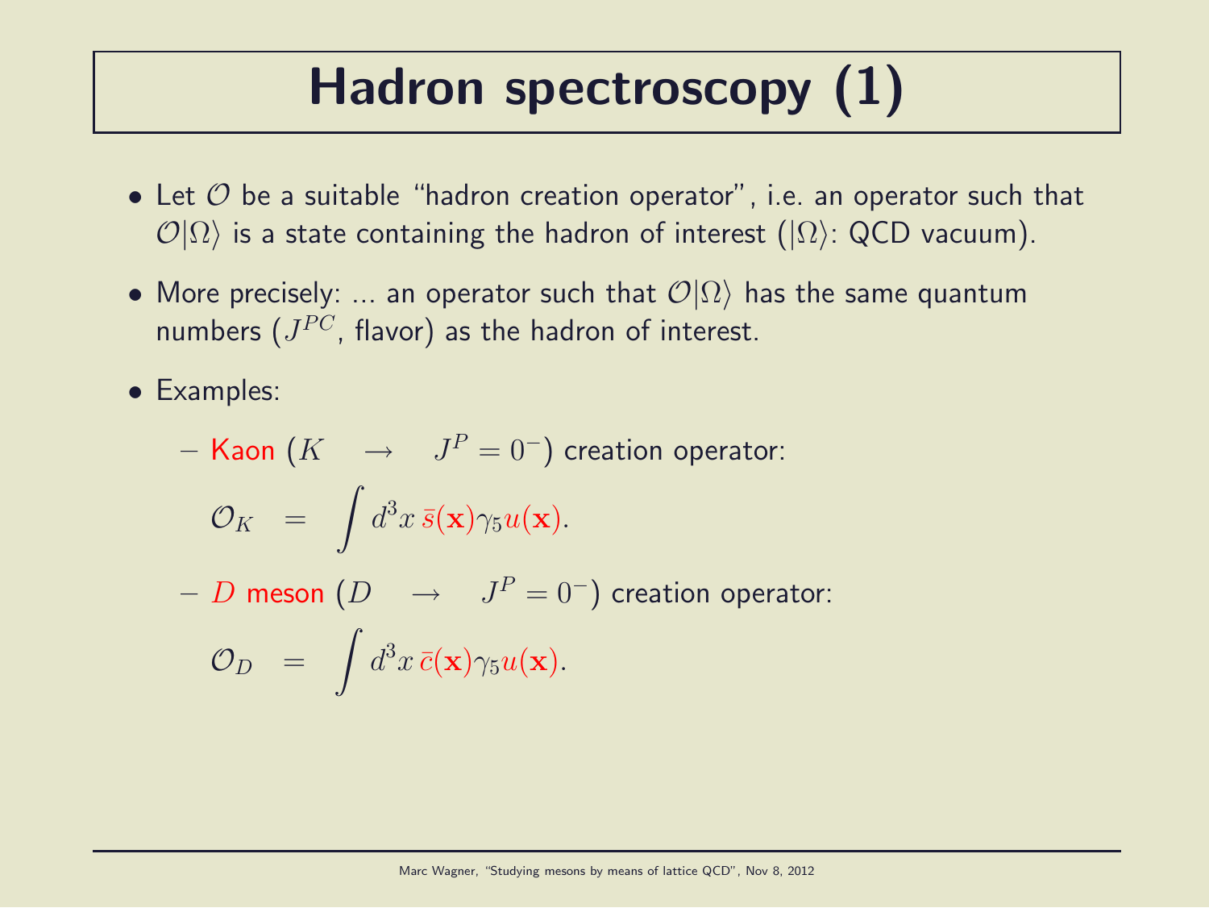# Hadron spectroscopy (1)

- Let $\mathcal{O}$ be a suitable "hadron creation operator", i.e. an operator such that $\mathcal{O}|\Omega\rangle$ is a state containing the hadron of interest ($|\Omega\rangle$: QCD vacuum).
- More precisely: ... an operator such that $\mathcal{O}|\Omega\rangle$ has the same quantum numbers ($J^{PC}$, flavor) as the hadron of interest.
- Examples:
  - Kaon ($K \quad \rightarrow \quad J^P = 0^-$) creation operator:

$$\mathcal{O}_K \quad = \quad \int d^3x \, \bar{s}(\mathbf{x})\gamma_5 u(\mathbf{x}).$$

  - $D$ meson ($D \quad \rightarrow \quad J^P = 0^-$) creation operator:

$$\mathcal{O}_D \quad = \quad \int d^3x \, \bar{c}(\mathbf{x})\gamma_5 u(\mathbf{x}).$$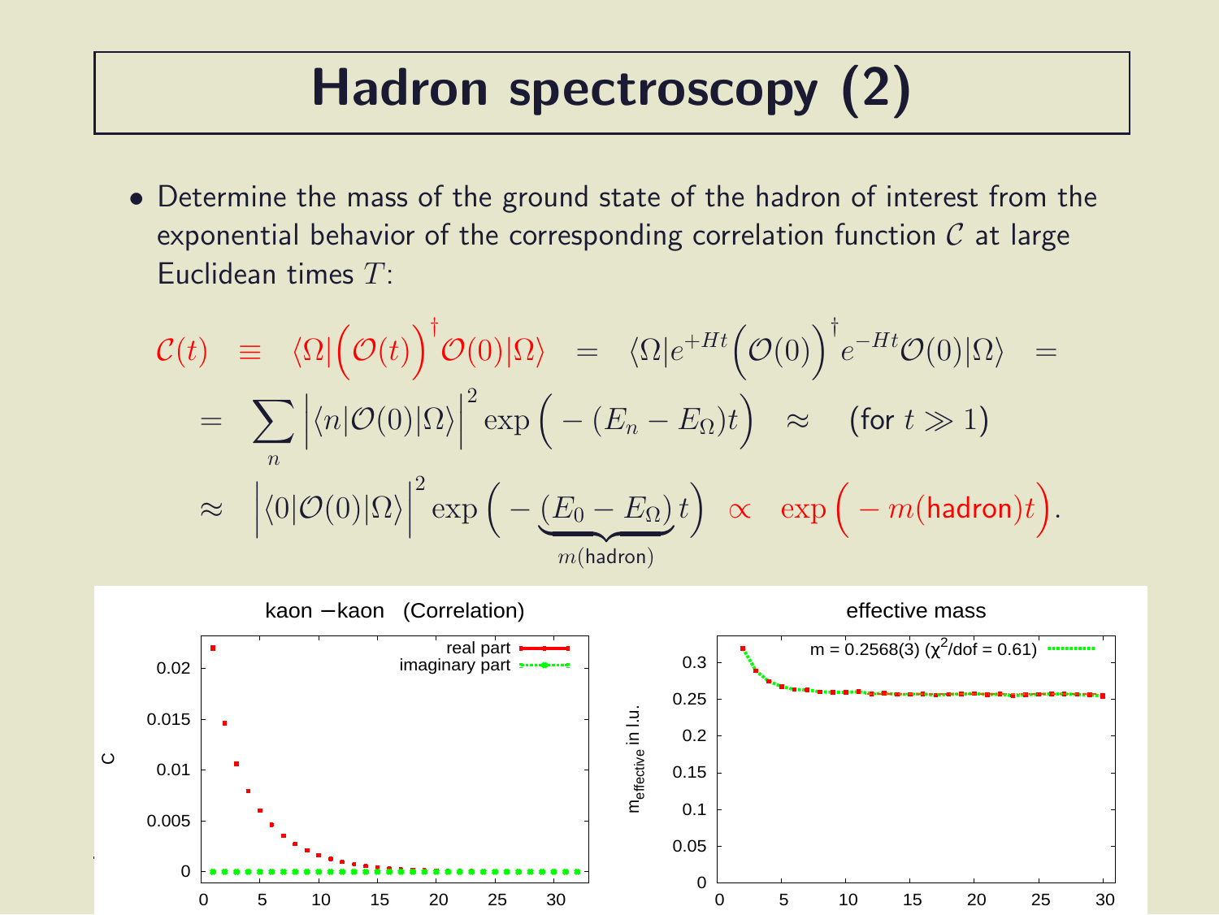# Hadron spectroscopy (2)

- Determine the mass of the ground state of the hadron of interest from the exponential behavior of the corresponding correlation function $\mathcal{C}$ at large Euclidean times $T$:

$$
\begin{aligned}
\mathcal{C}(t) \;&\equiv\; \langle\Omega|\Big(\mathcal{O}(t)\Big)^{\dagger}\mathcal{O}(0)|\Omega\rangle \;=\; \langle\Omega|e^{+Ht}\Big(\mathcal{O}(0)\Big)^{\dagger}e^{-Ht}\mathcal{O}(0)|\Omega\rangle \;= \\
&= \sum_n \Big|\langle n|\mathcal{O}(0)|\Omega\rangle\Big|^2 \exp\Big(-(E_n - E_\Omega)t\Big) \;\approx\; (\text{for } t \gg 1) \\
&\approx \Big|\langle 0|\mathcal{O}(0)|\Omega\rangle\Big|^2 \exp\Big(-\underbrace{(E_0 - E_\Omega)}_{m(\text{hadron})}t\Big) \;\propto\; \exp\Big(-m(\text{hadron})t\Big).
\end{aligned}
$$

kaon −kaon (Correlation)

effective mass

m = 0.2568(3) ($\chi^2$/dof = 0.61)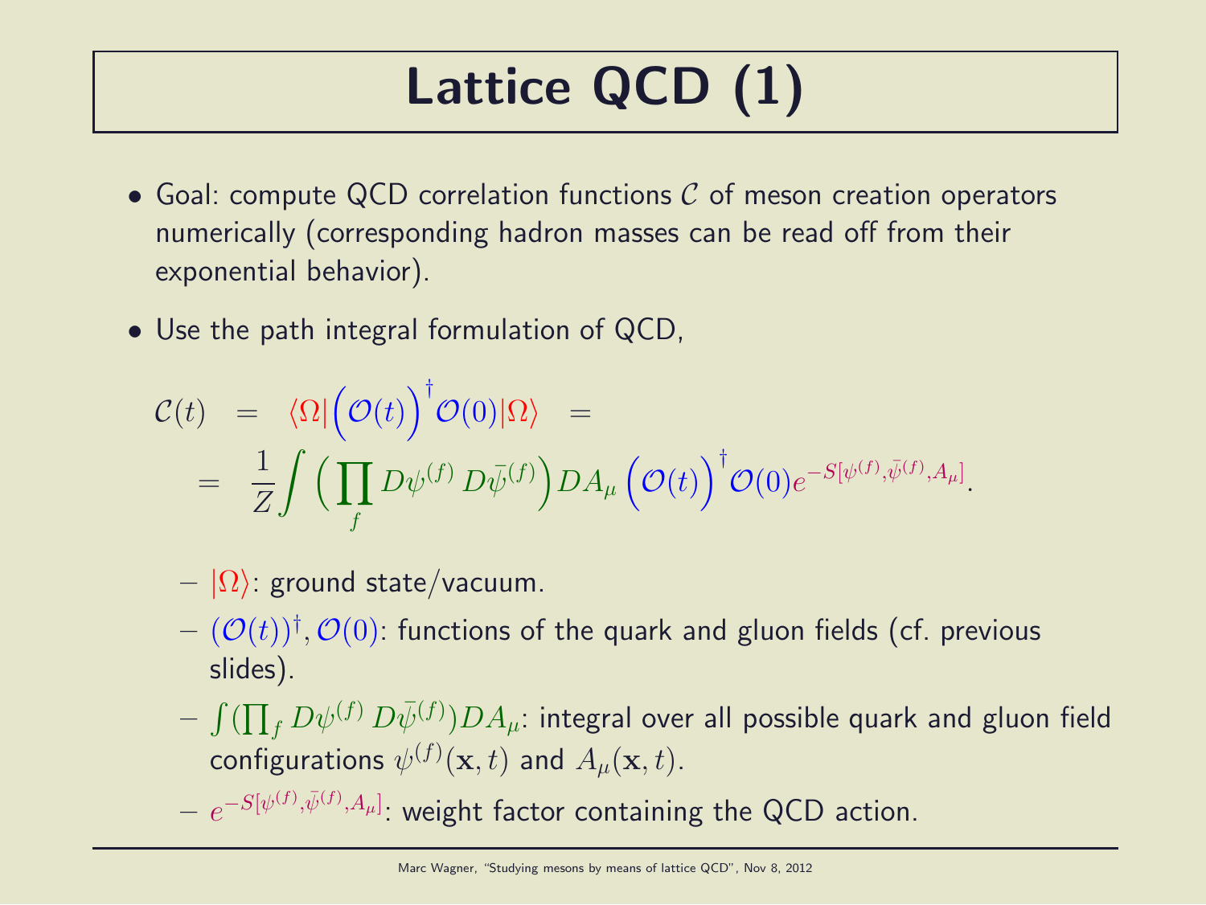# Lattice QCD (1)

- Goal: compute QCD correlation functions $\mathcal{C}$ of meson creation operators numerically (corresponding hadron masses can be read off from their exponential behavior).
- Use the path integral formulation of QCD,

$$\begin{aligned}
\mathcal{C}(t) \quad &= \quad \langle\Omega|\Big(\mathcal{O}(t)\Big)^{\dagger}\mathcal{O}(0)|\Omega\rangle \quad = \\
&= \quad \frac{1}{Z}\int \Big(\prod_f D\psi^{(f)}\, D\bar{\psi}^{(f)}\Big) DA_\mu \Big(\mathcal{O}(t)\Big)^{\dagger}\mathcal{O}(0) e^{-S[\psi^{(f)},\bar{\psi}^{(f)},A_\mu]}.
\end{aligned}$$

  - $|\Omega\rangle$: ground state/vacuum.
  - $(\mathcal{O}(t))^{\dagger}, \mathcal{O}(0)$: functions of the quark and gluon fields (cf. previous slides).
  - $\int(\prod_f D\psi^{(f)}\, D\bar{\psi}^{(f)})DA_\mu$: integral over all possible quark and gluon field configurations $\psi^{(f)}(\mathbf{x},t)$ and $A_\mu(\mathbf{x},t)$.
  - $e^{-S[\psi^{(f)},\bar{\psi}^{(f)},A_\mu]}$: weight factor containing the QCD action.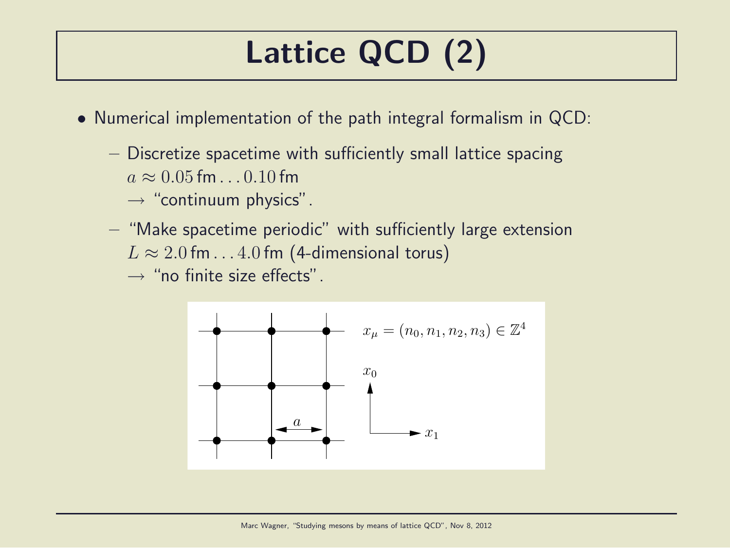# Lattice QCD (2)

- Numerical implementation of the path integral formalism in QCD:
  - Discretize spacetime with sufficiently small lattice spacing $a \approx 0.05\,\text{fm} \ldots 0.10\,\text{fm}$
    $\rightarrow$ "continuum physics".
  - "Make spacetime periodic" with sufficiently large extension $L \approx 2.0\,\text{fm} \ldots 4.0\,\text{fm}$ (4-dimensional torus)
    $\rightarrow$ "no finite size effects".

$x_\mu = (n_0, n_1, n_2, n_3) \in \mathbb{Z}^4$

$x_0$, $x_1$, $a$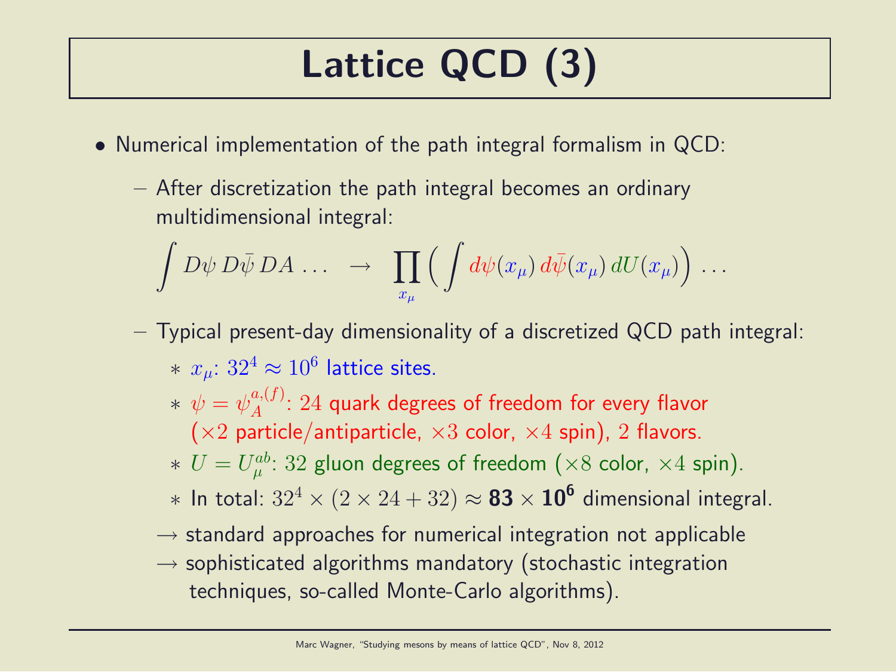# Lattice QCD (3)

- Numerical implementation of the path integral formalism in QCD:
  - After discretization the path integral becomes an ordinary multidimensional integral:

$$\int D\psi \, D\bar{\psi} \, DA \ldots \quad \rightarrow \quad \prod_{x_\mu} \Big( \int d\psi(x_\mu) \, d\bar{\psi}(x_\mu) \, dU(x_\mu) \Big) \ldots$$

  - Typical present-day dimensionality of a discretized QCD path integral:
    - $x_\mu$: $32^4 \approx 10^6$ lattice sites.
    - $\psi = \psi_A^{a,(f)}$: $24$ quark degrees of freedom for every flavor ($\times 2$ particle/antiparticle, $\times 3$ color, $\times 4$ spin), $2$ flavors.
    - $U = U_\mu^{ab}$: $32$ gluon degrees of freedom ($\times 8$ color, $\times 4$ spin).
    - In total: $32^4 \times (2 \times 24 + 32) \approx \mathbf{83} \times \mathbf{10^6}$ dimensional integral.

  $\rightarrow$ standard approaches for numerical integration not applicable

  $\rightarrow$ sophisticated algorithms mandatory (stochastic integration techniques, so-called Monte-Carlo algorithms).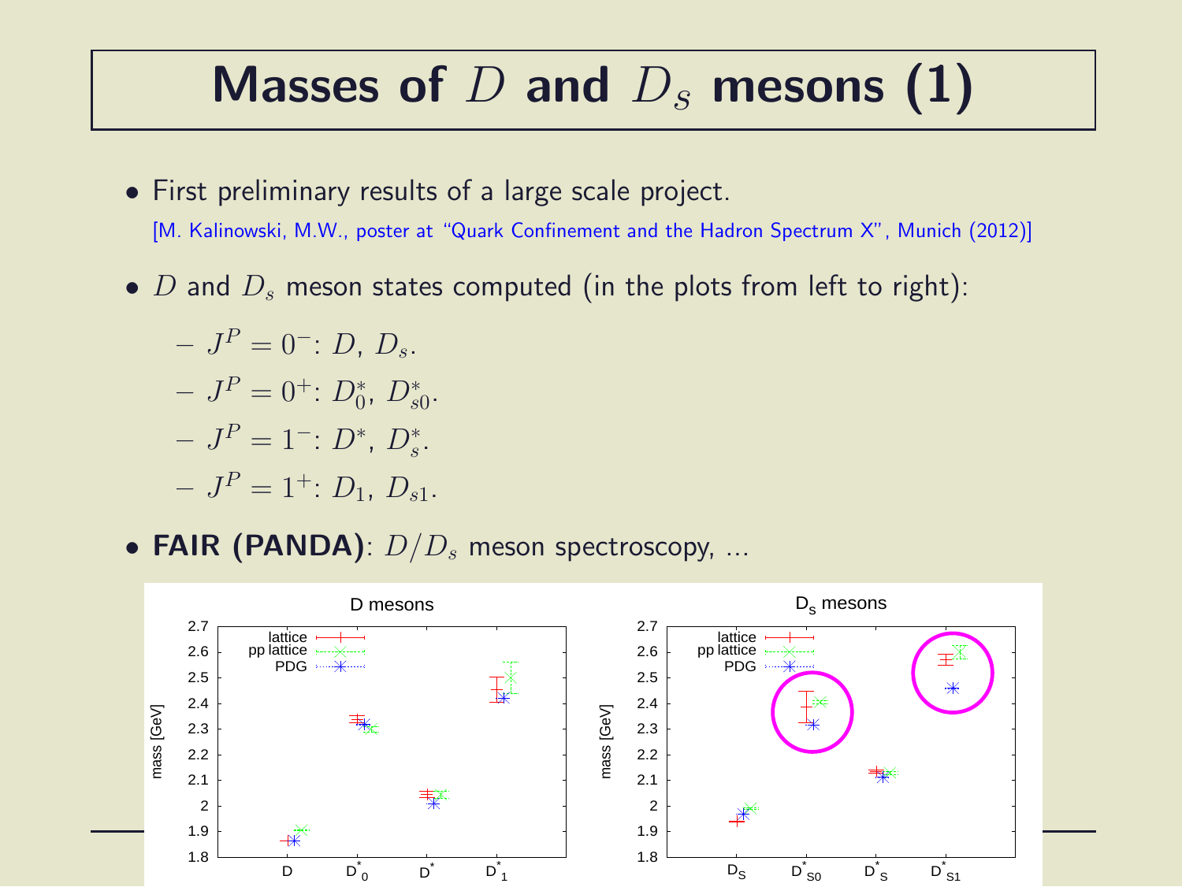# Masses of $D$ and $D_s$ mesons (1)

- First preliminary results of a large scale project.
  [M. Kalinowski, M.W., poster at "Quark Confinement and the Hadron Spectrum X", Munich (2012)]

- $D$ and $D_s$ meson states computed (in the plots from left to right):
  - $J^P = 0^-$: $D$, $D_s$.
  - $J^P = 0^+$: $D_0^*$, $D_{s0}^*$.
  - $J^P = 1^-$: $D^*$, $D_s^*$.
  - $J^P = 1^+$: $D_1$, $D_{s1}$.

- **FAIR (PANDA)**: $D/D_s$ meson spectroscopy, ...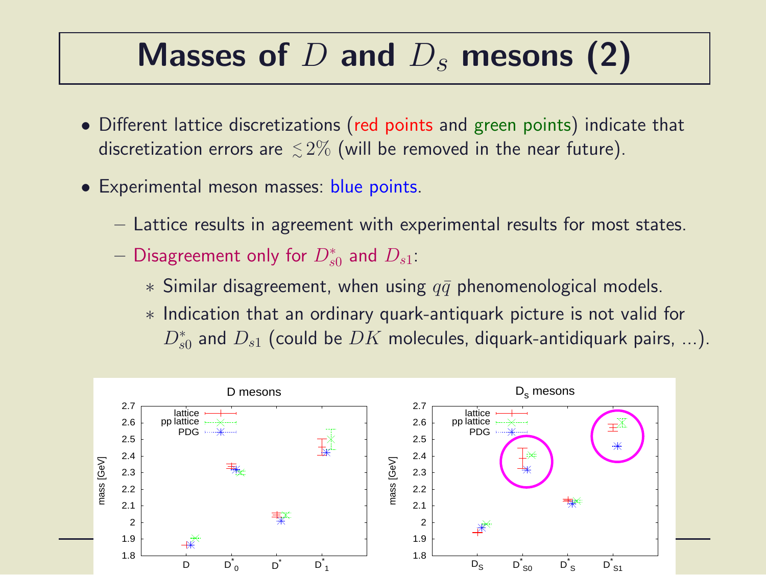# Masses of $D$ and $D_s$ mesons (2)

- Different lattice discretizations (red points and green points) indicate that discretization errors are $\lesssim 2\%$ (will be removed in the near future).
- Experimental meson masses: blue points.
  - Lattice results in agreement with experimental results for most states.
  - Disagreement only for $D_{s0}^*$ and $D_{s1}$:
    - Similar disagreement, when using $q\bar{q}$ phenomenological models.
    - Indication that an ordinary quark-antiquark picture is not valid for $D_{s0}^*$ and $D_{s1}$ (could be $DK$ molecules, diquark-antidiquark pairs, ...).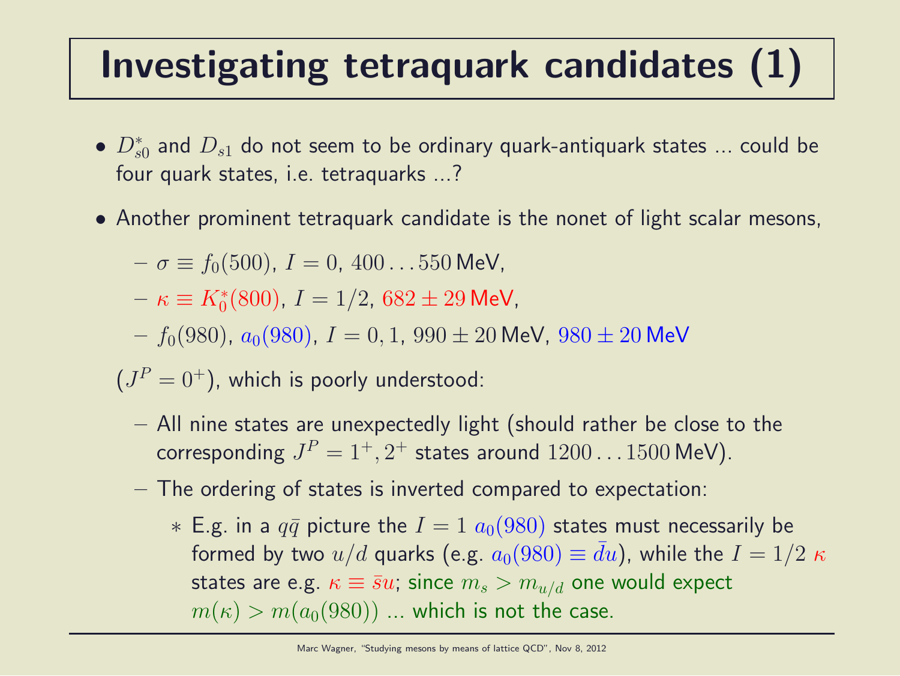# Investigating tetraquark candidates (1)

- $D_{s0}^*$ and $D_{s1}$ do not seem to be ordinary quark-antiquark states ... could be four quark states, i.e. tetraquarks ...?
- Another prominent tetraquark candidate is the nonet of light scalar mesons,
  - $\sigma \equiv f_0(500)$, $I = 0$, $400 \ldots 550\,\text{MeV}$,
  - $\kappa \equiv K_0^*(800)$, $I = 1/2$, $682 \pm 29\,\text{MeV}$,
  - $f_0(980)$, $a_0(980)$, $I = 0, 1$, $990 \pm 20\,\text{MeV}$, $980 \pm 20\,\text{MeV}$

  ($J^P = 0^+$), which is poorly understood:
  - All nine states are unexpectedly light (should rather be close to the corresponding $J^P = 1^+, 2^+$ states around $1200 \ldots 1500\,\text{MeV}$).
  - The ordering of states is inverted compared to expectation:
    * E.g. in a $q\bar{q}$ picture the $I = 1$ $a_0(980)$ states must necessarily be formed by two $u/d$ quarks (e.g. $a_0(980) \equiv \bar{d}u$), while the $I = 1/2$ $\kappa$ states are e.g. $\kappa \equiv \bar{s}u$; since $m_s > m_{u/d}$ one would expect $m(\kappa) > m(a_0(980))$ ... which is not the case.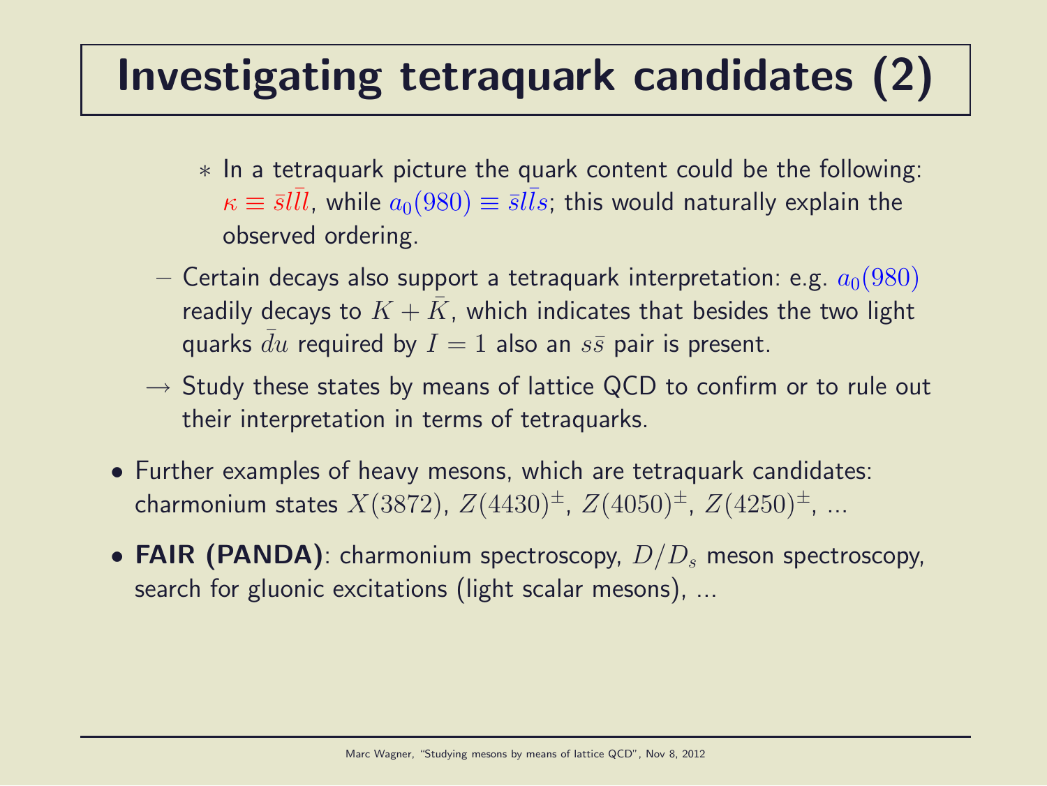# Investigating tetraquark candidates (2)

    - In a tetraquark picture the quark content could be the following: $\kappa \equiv \bar{s}l\bar{l}l$, while $a_0(980) \equiv \bar{s}l\bar{l}s$; this would naturally explain the observed ordering.

  - Certain decays also support a tetraquark interpretation: e.g. $a_0(980)$ readily decays to $K + \bar{K}$, which indicates that besides the two light quarks $\bar{d}u$ required by $I = 1$ also an $s\bar{s}$ pair is present.

  → Study these states by means of lattice QCD to confirm or to rule out their interpretation in terms of tetraquarks.

- Further examples of heavy mesons, which are tetraquark candidates: charmonium states $X(3872)$, $Z(4430)^{\pm}$, $Z(4050)^{\pm}$, $Z(4250)^{\pm}$, ...

- **FAIR (PANDA)**: charmonium spectroscopy, $D/D_s$ meson spectroscopy, search for gluonic excitations (light scalar mesons), ...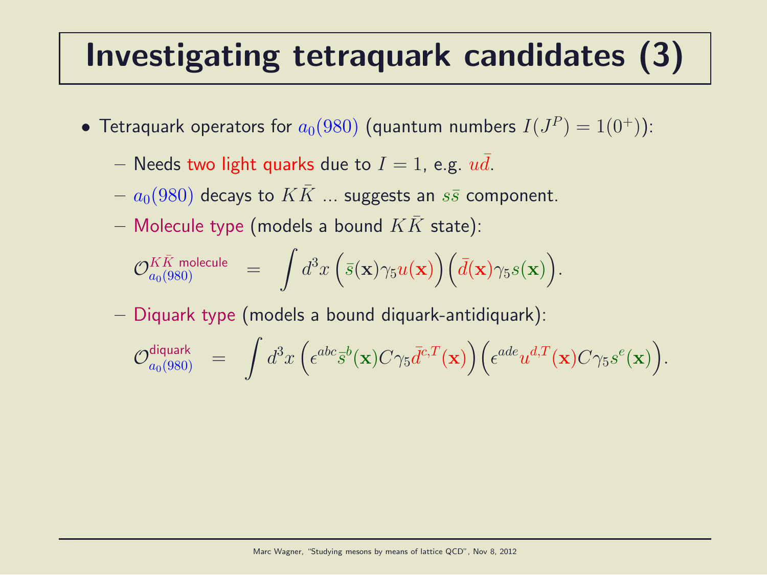# Investigating tetraquark candidates (3)

- Tetraquark operators for $a_0(980)$ (quantum numbers $I(J^P) = 1(0^+)$):
  - Needs two light quarks due to $I = 1$, e.g. $u\bar{d}$.
  - $a_0(980)$ decays to $K\bar{K}$ ... suggests an $s\bar{s}$ component.
  - Molecule type (models a bound $K\bar{K}$ state):

$$\mathcal{O}_{a_0(980)}^{K\bar{K}\text{ molecule}} = \int d^3x \Big(\bar{s}(\mathbf{x})\gamma_5 u(\mathbf{x})\Big)\Big(\bar{d}(\mathbf{x})\gamma_5 s(\mathbf{x})\Big).$$

  - Diquark type (models a bound diquark-antidiquark):

$$\mathcal{O}_{a_0(980)}^{\text{diquark}} = \int d^3x \Big(\epsilon^{abc}\bar{s}^b(\mathbf{x})C\gamma_5\bar{d}^{c,T}(\mathbf{x})\Big)\Big(\epsilon^{ade}u^{d,T}(\mathbf{x})C\gamma_5 s^e(\mathbf{x})\Big).$$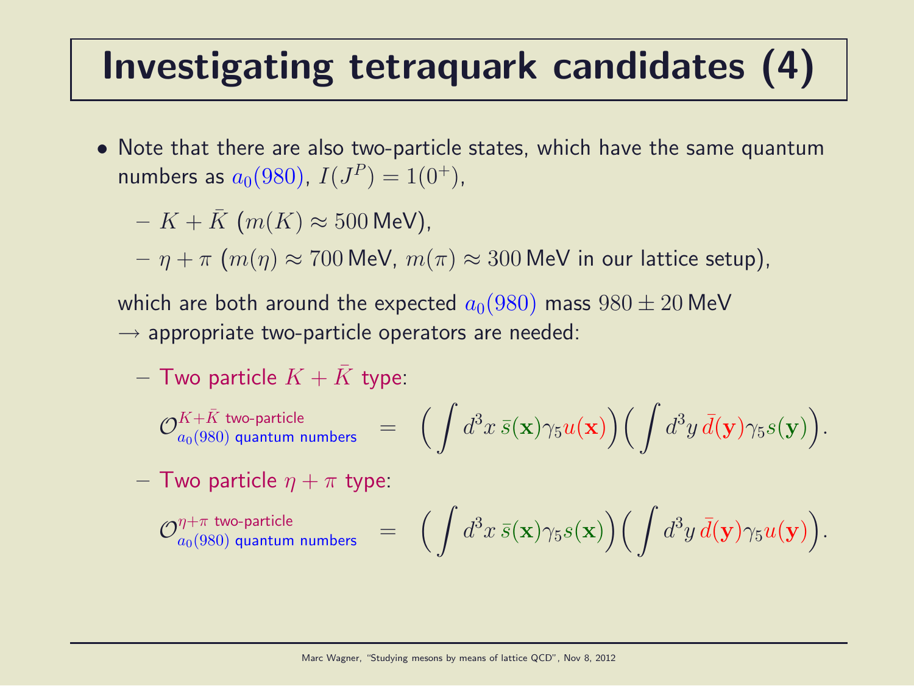# Investigating tetraquark candidates (4)

- Note that there are also two-particle states, which have the same quantum numbers as $a_0(980)$, $I(J^P) = 1(0^+)$,
  - $K + \bar{K}$ ($m(K) \approx 500\,\text{MeV}$),
  - $\eta + \pi$ ($m(\eta) \approx 700\,\text{MeV}$, $m(\pi) \approx 300\,\text{MeV}$ in our lattice setup),

  which are both around the expected $a_0(980)$ mass $980 \pm 20\,\text{MeV}$
  $\rightarrow$ appropriate two-particle operators are needed:

  - Two particle $K + \bar{K}$ type:

$$\mathcal{O}^{K+\bar{K}\text{ two-particle}}_{a_0(980)\text{ quantum numbers}} = \bigg(\int d^3x\, \bar{s}(\mathbf{x})\gamma_5 u(\mathbf{x})\bigg)\bigg(\int d^3y\, \bar{d}(\mathbf{y})\gamma_5 s(\mathbf{y})\bigg).$$

  - Two particle $\eta + \pi$ type:

$$\mathcal{O}^{\eta+\pi\text{ two-particle}}_{a_0(980)\text{ quantum numbers}} = \bigg(\int d^3x\, \bar{s}(\mathbf{x})\gamma_5 s(\mathbf{x})\bigg)\bigg(\int d^3y\, \bar{d}(\mathbf{y})\gamma_5 u(\mathbf{y})\bigg).$$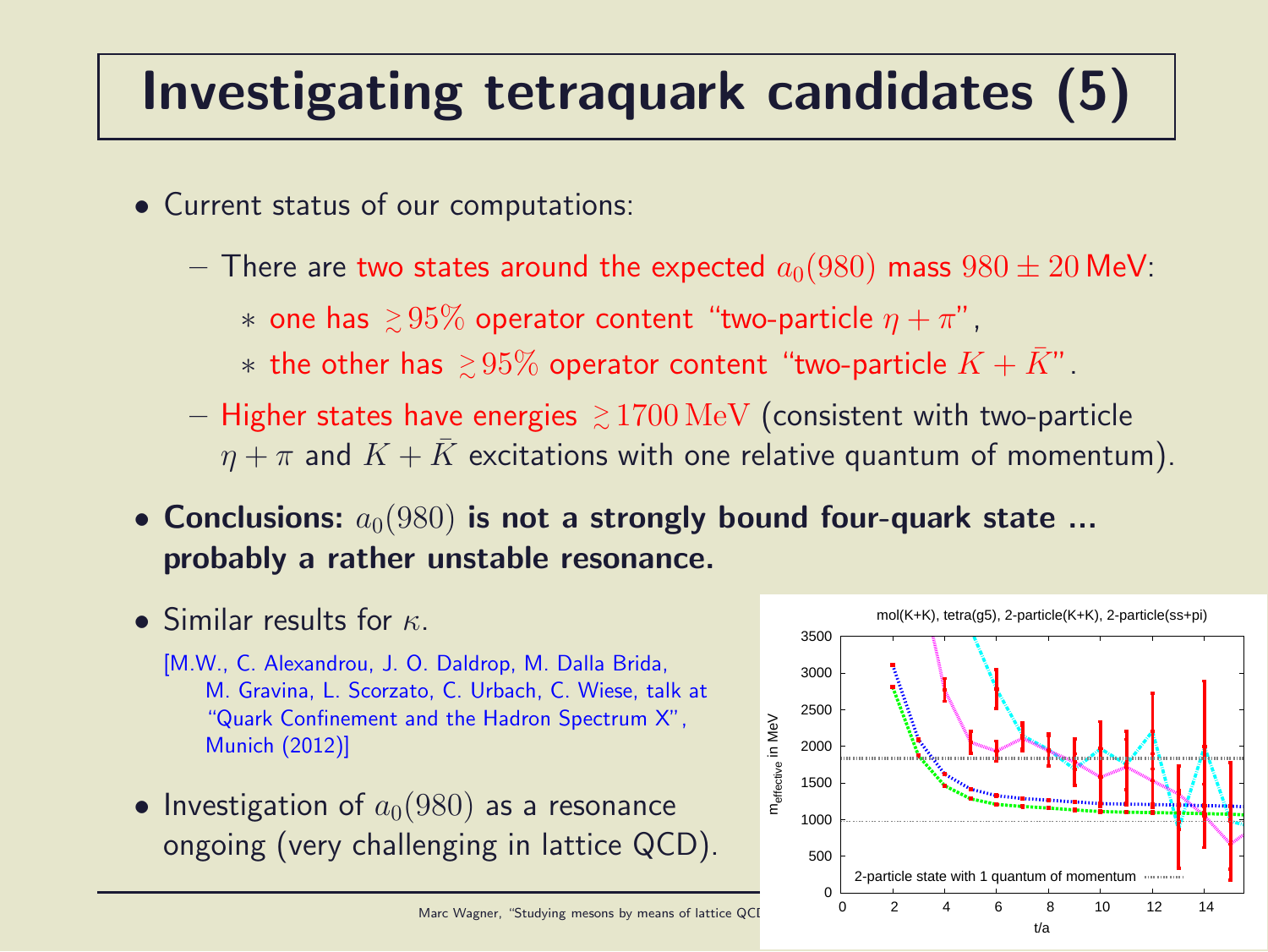# Investigating tetraquark candidates (5)

- Current status of our computations:
  - There are two states around the expected $a_0(980)$ mass $980 \pm 20$ MeV:
    - one has $\gtrsim 95\%$ operator content "two-particle $\eta + \pi$",
    - the other has $\gtrsim 95\%$ operator content "two-particle $K + \bar{K}$".
  - Higher states have energies $\gtrsim 1700\,\mathrm{MeV}$ (consistent with two-particle $\eta + \pi$ and $K + \bar{K}$ excitations with one relative quantum of momentum).
- **Conclusions:** $a_0(980)$ **is not a strongly bound four-quark state ... probably a rather unstable resonance.**
- Similar results for $\kappa$.

  [M.W., C. Alexandrou, J. O. Daldrop, M. Dalla Brida, M. Gravina, L. Scorzato, C. Urbach, C. Wiese, talk at "Quark Confinement and the Hadron Spectrum X", Munich (2012)]
- Investigation of $a_0(980)$ as a resonance ongoing (very challenging in lattice QCD).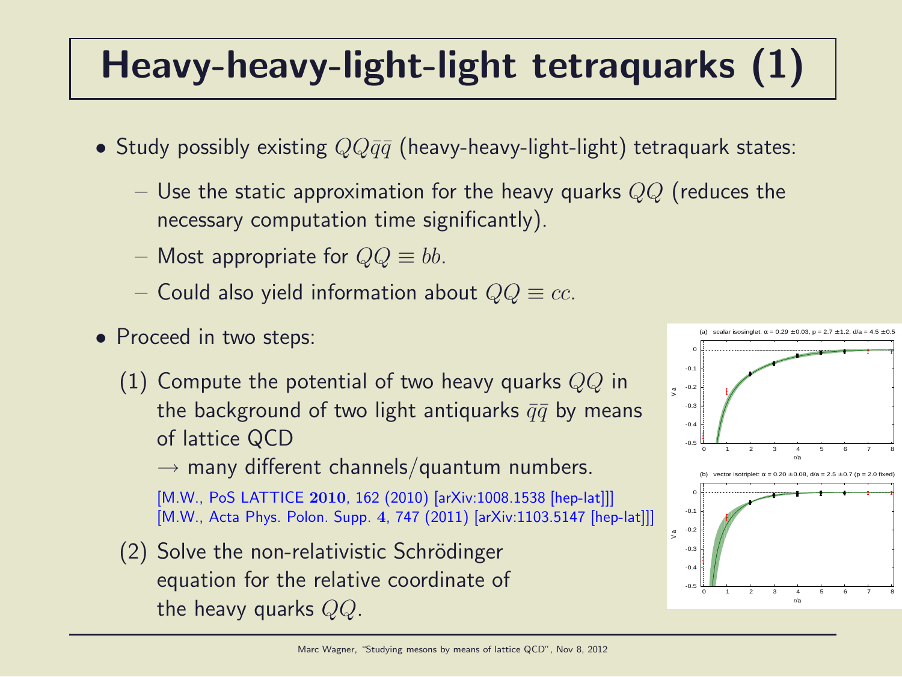# Heavy-heavy-light-light tetraquarks (1)

- Study possibly existing $QQ\bar{q}\bar{q}$ (heavy-heavy-light-light) tetraquark states:
  - Use the static approximation for the heavy quarks $QQ$ (reduces the necessary computation time significantly).
  - Most appropriate for $QQ \equiv bb$.
  - Could also yield information about $QQ \equiv cc$.
- Proceed in two steps:

  (1) Compute the potential of two heavy quarks $QQ$ in the background of two light antiquarks $\bar{q}\bar{q}$ by means of lattice QCD
  $\rightarrow$ many different channels/quantum numbers.

  [M.W., PoS LATTICE **2010**, 162 (2010) [arXiv:1008.1538 [hep-lat]]]
  [M.W., Acta Phys. Polon. Supp. **4**, 747 (2011) [arXiv:1103.5147 [hep-lat]]]

  (2) Solve the non-relativistic Schrödinger equation for the relative coordinate of the heavy quarks $QQ$.

(a) scalar isosinglet: $\alpha = 0.29 \pm 0.03$, $p = 2.7 \pm 1.2$, $d/a = 4.5 \pm 0.5$

(b) vector isotriplet: $\alpha = 0.20 \pm 0.08$, $d/a = 2.5 \pm 0.7$ ($p = 2.0$ fixed)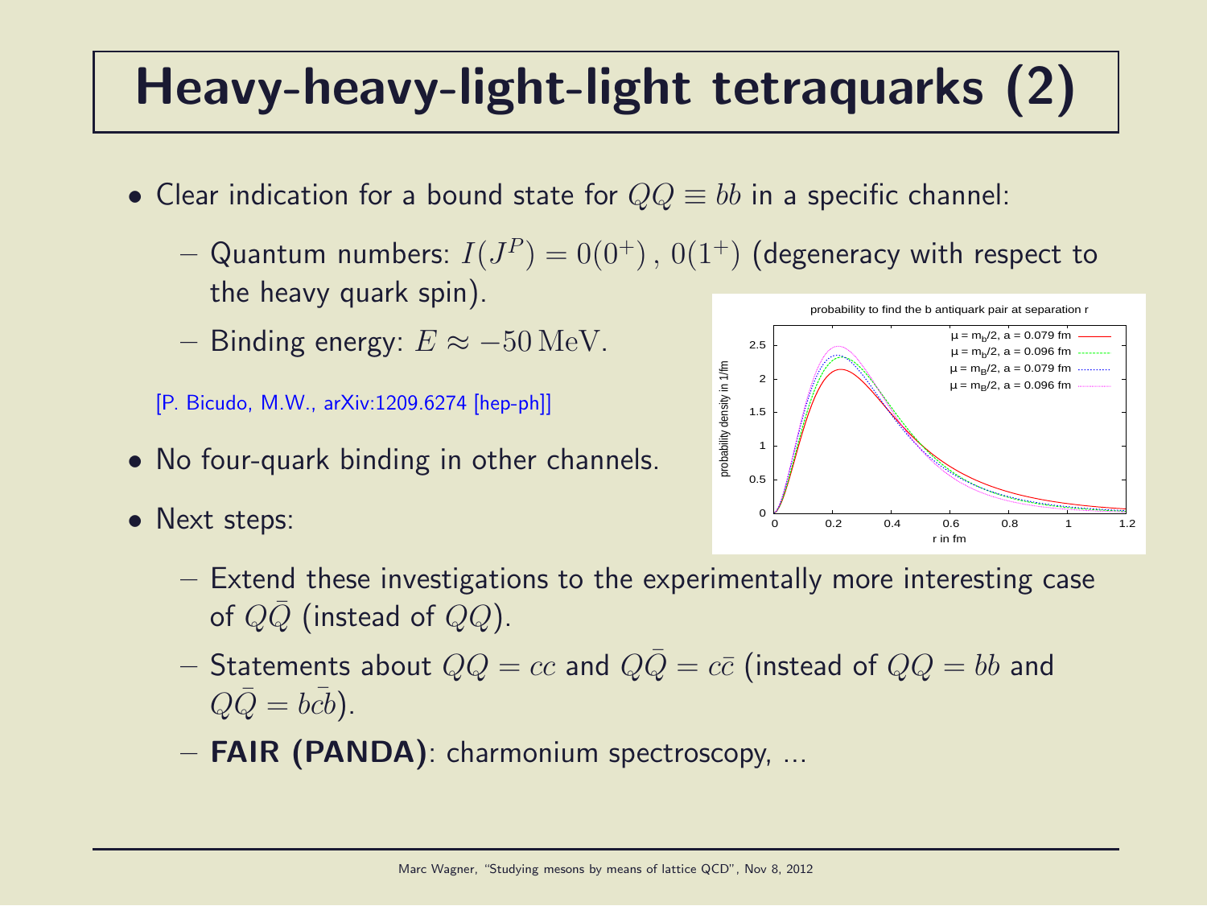# Heavy-heavy-light-light tetraquarks (2)

- Clear indication for a bound state for $QQ \equiv bb$ in a specific channel:
  - Quantum numbers: $I(J^P) = 0(0^+)\,,\, 0(1^+)$ (degeneracy with respect to the heavy quark spin).
  - Binding energy: $E \approx -50\,\mathrm{MeV}$.

  [P. Bicudo, M.W., arXiv:1209.6274 [hep-ph]]

- No four-quark binding in other channels.
- Next steps:
  - Extend these investigations to the experimentally more interesting case of $Q\bar{Q}$ (instead of $QQ$).
  - Statements about $QQ = cc$ and $Q\bar{Q} = c\bar{c}$ (instead of $QQ = bb$ and $Q\bar{Q} = b\bar{c}\bar{b}$).
  - **FAIR (PANDA)**: charmonium spectroscopy, ...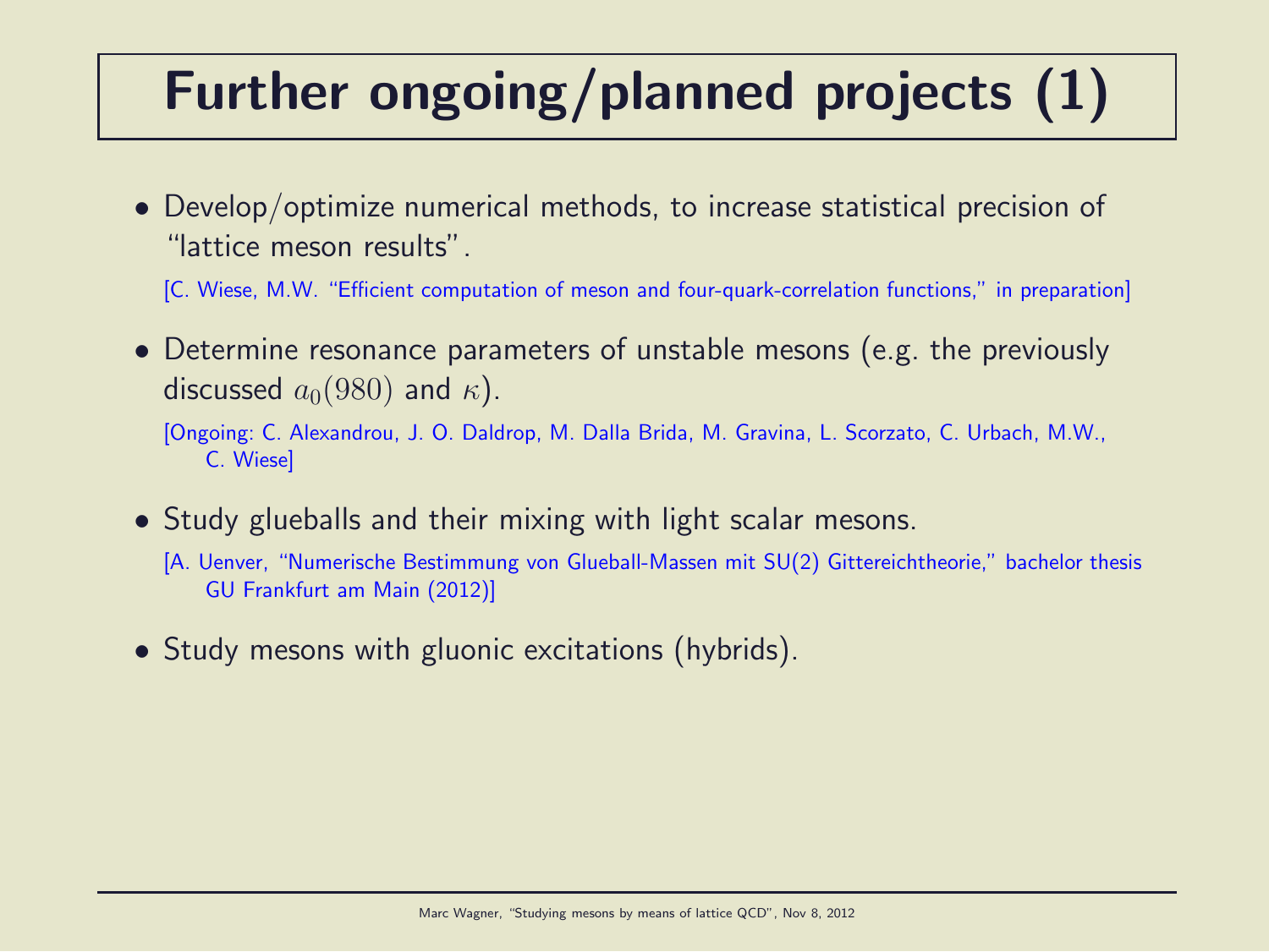# Further ongoing/planned projects (1)

- Develop/optimize numerical methods, to increase statistical precision of "lattice meson results".

  [C. Wiese, M.W. "Efficient computation of meson and four-quark-correlation functions," in preparation]

- Determine resonance parameters of unstable mesons (e.g. the previously discussed $a_0(980)$ and $\kappa$).

  [Ongoing: C. Alexandrou, J. O. Daldrop, M. Dalla Brida, M. Gravina, L. Scorzato, C. Urbach, M.W., C. Wiese]

- Study glueballs and their mixing with light scalar mesons.

  [A. Uenver, "Numerische Bestimmung von Glueball-Massen mit SU(2) Gittereichtheorie," bachelor thesis GU Frankfurt am Main (2012)]

- Study mesons with gluonic excitations (hybrids).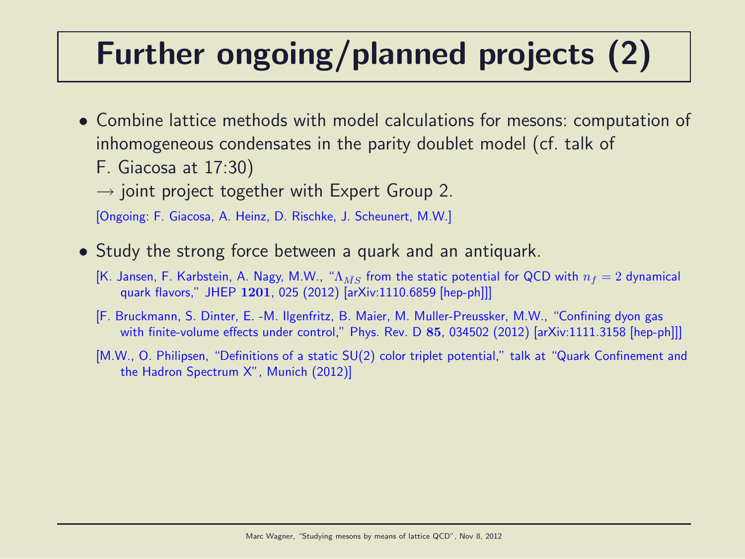# Further ongoing/planned projects (2)

- Combine lattice methods with model calculations for mesons: computation of inhomogeneous condensates in the parity doublet model (cf. talk of F. Giacosa at 17:30)
  $\rightarrow$ joint project together with Expert Group 2.

  [Ongoing: F. Giacosa, A. Heinz, D. Rischke, J. Scheunert, M.W.]

- Study the strong force between a quark and an antiquark.

  [K. Jansen, F. Karbstein, A. Nagy, M.W., "$\Lambda_{\bar{M}S}$ from the static potential for QCD with $n_f = 2$ dynamical quark flavors," JHEP **1201**, 025 (2012) [arXiv:1110.6859 [hep-ph]]]

  [F. Bruckmann, S. Dinter, E. -M. Ilgenfritz, B. Maier, M. Muller-Preussker, M.W., "Confining dyon gas with finite-volume effects under control," Phys. Rev. D **85**, 034502 (2012) [arXiv:1111.3158 [hep-ph]]]

  [M.W., O. Philipsen, "Definitions of a static SU(2) color triplet potential," talk at "Quark Confinement and the Hadron Spectrum X", Munich (2012)]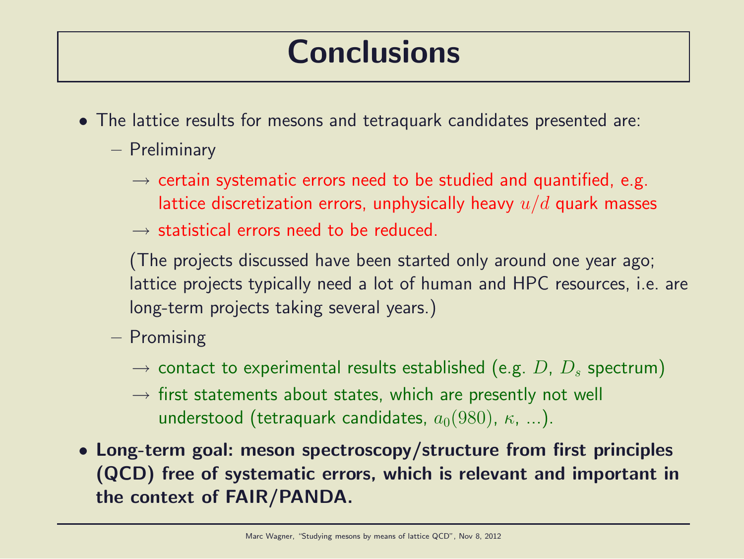# Conclusions

- The lattice results for mesons and tetraquark candidates presented are:
  - Preliminary
    - $\rightarrow$ certain systematic errors need to be studied and quantified, e.g. lattice discretization errors, unphysically heavy $u/d$ quark masses
    - $\rightarrow$ statistical errors need to be reduced.

    (The projects discussed have been started only around one year ago; lattice projects typically need a lot of human and HPC resources, i.e. are long-term projects taking several years.)
  - Promising
    - $\rightarrow$ contact to experimental results established (e.g. $D$, $D_s$ spectrum)
    - $\rightarrow$ first statements about states, which are presently not well understood (tetraquark candidates, $a_0(980)$, $\kappa$, ...).
- **Long-term goal: meson spectroscopy/structure from first principles (QCD) free of systematic errors, which is relevant and important in the context of FAIR/PANDA.**